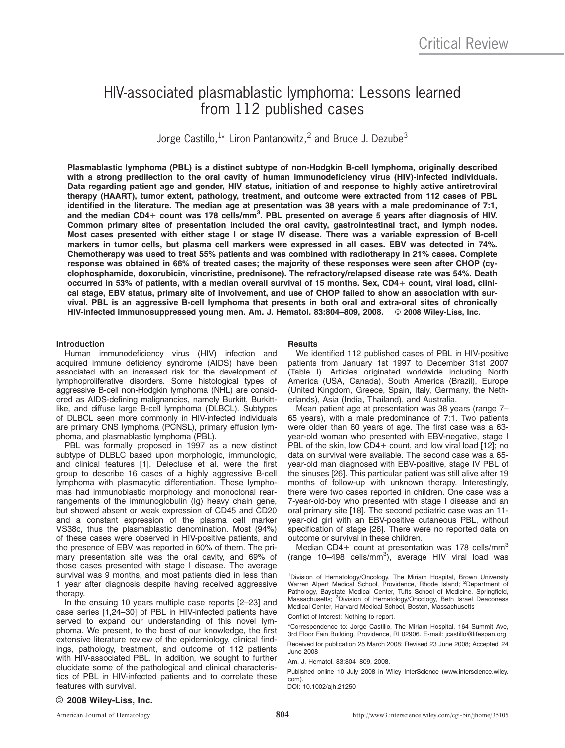# HIV-associated plasmablastic lymphoma: Lessons learned from 112 published cases

Jorge Castillo,[1]* Liron Pantanowitz,[2] and Bruce J. Dezube[3]

**Plasmablastic lymphoma (PBL) is a distinct subtype of non-Hodgkin B-cell lymphoma, originally described with a strong predilection to the oral cavity of human immunodeficiency virus (HIV)-infected individuals. Data regarding patient age and gender, HIV status, initiation of and response to highly active antiretroviral therapy (HAART), tumor extent, pathology, treatment, and outcome were extracted from 112 cases of PBL identified in the literature. The median age at presentation was 38 years with a male predominance of 7:1, and the median CD4+ count was 178 cells/mm$^3$. PBL presented on average 5 years after diagnosis of HIV. Common primary sites of presentation included the oral cavity, gastrointestinal tract, and lymph nodes. Most cases presented with either stage I or stage IV disease. There was a variable expression of B-cell markers in tumor cells, but plasma cell markers were expressed in all cases. EBV was detected in 74%. Chemotherapy was used to treat 55% patients and was combined with radiotherapy in 21% cases. Complete response was obtained in 66% of treated cases; the majority of these responses were seen after CHOP (cyclophosphamide, doxorubicin, vincristine, prednisone). The refractory/relapsed disease rate was 54%. Death occurred in 53% of patients, with a median overall survival of 15 months. Sex, CD4+ count, viral load, clinical stage, EBV status, primary site of involvement, and use of CHOP failed to show an association with survival. PBL is an aggressive B-cell lymphoma that presents in both oral and extra-oral sites of chronically HIV-infected immunosuppressed young men. Am. J. Hematol. 83:804–809, 2008. © 2008 Wiley-Liss, Inc.**

## Introduction

Human immunodeficiency virus (HIV) infection and acquired immune deficiency syndrome (AIDS) have been associated with an increased risk for the development of lymphoproliferative disorders. Some histological types of aggressive B-cell non-Hodgkin lymphoma (NHL) are considered as AIDS-defining malignancies, namely Burkitt, Burkitt-like, and diffuse large B-cell lymphoma (DLBCL). Subtypes of DLBCL seen more commonly in HIV-infected individuals are primary CNS lymphoma (PCNSL), primary effusion lymphoma, and plasmablastic lymphoma (PBL).

PBL was formally proposed in 1997 as a new distinct subtype of DLBLC based upon morphologic, immunologic, and clinical features [1]. Delecluse et al. were the first group to describe 16 cases of a highly aggressive B-cell lymphoma with plasmacytic differentiation. These lymphomas had immunoblastic morphology and monoclonal rearrangements of the immunoglobulin (Ig) heavy chain gene, but showed absent or weak expression of CD45 and CD20 and a constant expression of the plasma cell marker VS38c, thus the plasmablastic denomination. Most (94%) of these cases were observed in HIV-positive patients, and the presence of EBV was reported in 60% of them. The primary presentation site was the oral cavity, and 69% of those cases presented with stage I disease. The average survival was 9 months, and most patients died in less than 1 year after diagnosis despite having received aggressive therapy.

In the ensuing 10 years multiple case reports [2–23] and case series [1,24–30] of PBL in HIV-infected patients have served to expand our understanding of this novel lymphoma. We present, to the best of our knowledge, the first extensive literature review of the epidemiology, clinical findings, pathology, treatment, and outcome of 112 patients with HIV-associated PBL. In addition, we sought to further elucidate some of the pathological and clinical characteristics of PBL in HIV-infected patients and to correlate these features with survival.

## Results

We identified 112 published cases of PBL in HIV-positive patients from January 1st 1997 to December 31st 2007 (Table I). Articles originated worldwide including North America (USA, Canada), South America (Brazil), Europe (United Kingdom, Greece, Spain, Italy, Germany, the Netherlands), Asia (India, Thailand), and Australia.

Mean patient age at presentation was 38 years (range 7–65 years), with a male predominance of 7:1. Two patients were older than 60 years of age. The first case was a 63-year-old woman who presented with EBV-negative, stage I PBL of the skin, low CD4+ count, and low viral load [12]; no data on survival were available. The second case was a 65-year-old man diagnosed with EBV-positive, stage IV PBL of the sinuses [26]. This particular patient was still alive after 19 months of follow-up with unknown therapy. Interestingly, there were two cases reported in children. One case was a 7-year-old-boy who presented with stage I disease and an oral primary site [18]. The second pediatric case was an 11-year-old girl with an EBV-positive cutaneous PBL, without specification of stage [26]. There were no reported data on outcome or survival in these children.

Median CD4+ count at presentation was 178 cells/mm$^3$ (range 10–498 cells/mm$^3$), average HIV viral load was

[1]Division of Hematology/Oncology, The Miriam Hospital, Brown University Warren Alpert Medical School, Providence, Rhode Island; [2]Department of Pathology, Baystate Medical Center, Tufts School of Medicine, Springfield, Massachusetts; [3]Division of Hematology/Oncology, Beth Israel Deaconess Medical Center, Harvard Medical School, Boston, Massachusetts

Conflict of Interest: Nothing to report.

*Correspondence to: Jorge Castillo, The Miriam Hospital, 164 Summit Ave, 3rd Floor Fain Building, Providence, RI 02906. E-mail: jcastillo@lifespan.org

Received for publication 25 March 2008; Revised 23 June 2008; Accepted 24 June 2008

Am. J. Hematol. 83:804–809, 2008.

Published online 10 July 2008 in Wiley InterScience (www.interscience.wiley.com).

DOI: 10.1002/ajh.21250

© 2008 Wiley-Liss, Inc.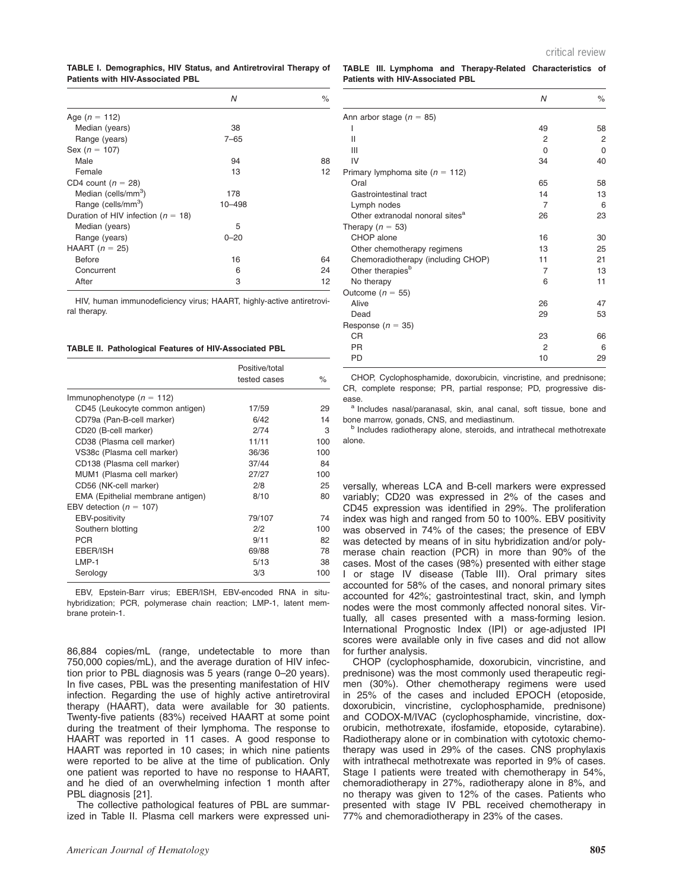**TABLE I. Demographics, HIV Status, and Antiretroviral Therapy of Patients with HIV-Associated PBL**

| | N | % |
|---|---|---|
| Age ($n = 112$) | | |
| Median (years) | 38 | |
| Range (years) | 7–65 | |
| Sex ($n = 107$) | | |
| Male | 94 | 88 |
| Female | 13 | 12 |
| CD4 count ($n = 28$) | | |
| Median (cells/mm$^3$) | 178 | |
| Range (cells/mm$^3$) | 10–498 | |
| Duration of HIV infection ($n = 18$) | | |
| Median (years) | 5 | |
| Range (years) | 0–20 | |
| HAART ($n = 25$) | | |
| Before | 16 | 64 |
| Concurrent | 6 | 24 |
| After | 3 | 12 |

HIV, human immunodeficiency virus; HAART, highly-active antiretroviral therapy.

**TABLE II. Pathological Features of HIV-Associated PBL**

| | Positive/total tested cases | % |
|---|---|---|
| Immunophenotype ($n = 112$) | | |
| CD45 (Leukocyte common antigen) | 17/59 | 29 |
| CD79a (Pan-B-cell marker) | 6/42 | 14 |
| CD20 (B-cell marker) | 2/74 | 3 |
| CD38 (Plasma cell marker) | 11/11 | 100 |
| VS38c (Plasma cell marker) | 36/36 | 100 |
| CD138 (Plasma cell marker) | 37/44 | 84 |
| MUM1 (Plasma cell marker) | 27/27 | 100 |
| CD56 (NK-cell marker) | 2/8 | 25 |
| EMA (Epithelial membrane antigen) | 8/10 | 80 |
| EBV detection ($n = 107$) | | |
| EBV-positivity | 79/107 | 74 |
| Southern blotting | 2/2 | 100 |
| PCR | 9/11 | 82 |
| EBER/ISH | 69/88 | 78 |
| LMP-1 | 5/13 | 38 |
| Serology | 3/3 | 100 |

EBV, Epstein-Barr virus; EBER/ISH, EBV-encoded RNA in situ-hybridization; PCR, polymerase chain reaction; LMP-1, latent membrane protein-1.

86,884 copies/mL (range, undetectable to more than 750,000 copies/mL), and the average duration of HIV infection prior to PBL diagnosis was 5 years (range 0–20 years). In five cases, PBL was the presenting manifestation of HIV infection. Regarding the use of highly active antiretroviral therapy (HAART), data were available for 30 patients. Twenty-five patients (83%) received HAART at some point during the treatment of their lymphoma. The response to HAART was reported in 11 cases. A good response to HAART was reported in 10 cases; in which nine patients were reported to be alive at the time of publication. Only one patient was reported to have no response to HAART, and he died of an overwhelming infection 1 month after PBL diagnosis [21].

The collective pathological features of PBL are summarized in Table II. Plasma cell markers were expressed universally, whereas LCA and B-cell markers were expressed variably; CD20 was expressed in 2% of the cases and CD45 expression was identified in 29%. The proliferation index was high and ranged from 50 to 100%. EBV positivity was observed in 74% of the cases; the presence of EBV was detected by means of in situ hybridization and/or polymerase chain reaction (PCR) in more than 90% of the cases. Most of the cases (98%) presented with either stage I or stage IV disease (Table III). Oral primary sites accounted for 58% of the cases, and nonoral primary sites accounted for 42%; gastrointestinal tract, skin, and lymph nodes were the most commonly affected nonoral sites. Virtually, all cases presented with a mass-forming lesion. International Prognostic Index (IPI) or age-adjusted IPI scores were available only in five cases and did not allow for further analysis.

CHOP (cyclophosphamide, doxorubicin, vincristine, and prednisone) was the most commonly used therapeutic regimen (30%). Other chemotherapy regimens were used in 25% of the cases and included EPOCH (etoposide, doxorubicin, vincristine, cyclophosphamide, prednisone) and CODOX-M/IVAC (cyclophosphamide, vincristine, doxorubicin, methotrexate, ifosfamide, etoposide, cytarabine). Radiotherapy alone or in combination with cytotoxic chemotherapy was used in 29% of the cases. CNS prophylaxis with intrathecal methotrexate was reported in 9% of cases. Stage I patients were treated with chemotherapy in 54%, chemoradiotherapy in 27%, radiotherapy alone in 8%, and no therapy was given to 12% of the cases. Patients who presented with stage IV PBL received chemotherapy in 77% and chemoradiotherapy in 23% of the cases.

**TABLE III. Lymphoma and Therapy-Related Characteristics of Patients with HIV-Associated PBL**

| | N | % |
|---|---|---|
| Ann arbor stage ($n = 85$) | | |
| I | 49 | 58 |
| II | 2 | 2 |
| III | 0 | 0 |
| IV | 34 | 40 |
| Primary lymphoma site ($n = 112$) | | |
| Oral | 65 | 58 |
| Gastrointestinal tract | 14 | 13 |
| Lymph nodes | 7 | 6 |
| Other extranodal nonoral sites[a] | 26 | 23 |
| Therapy ($n = 53$) | | |
| CHOP alone | 16 | 30 |
| Other chemotherapy regimens | 13 | 25 |
| Chemoradiotherapy (including CHOP) | 11 | 21 |
| Other therapies[b] | 7 | 13 |
| No therapy | 6 | 11 |
| Outcome ($n = 55$) | | |
| Alive | 26 | 47 |
| Dead | 29 | 53 |
| Response ($n = 35$) | | |
| CR | 23 | 66 |
| PR | 2 | 6 |
| PD | 10 | 29 |

CHOP, Cyclophosphamide, doxorubicin, vincristine, and prednisone; CR, complete response; PR, partial response; PD, progressive disease.

[a] Includes nasal/paranasal, skin, anal canal, soft tissue, bone and bone marrow, gonads, CNS, and mediastinum.

[b] Includes radiotherapy alone, steroids, and intrathecal methotrexate alone.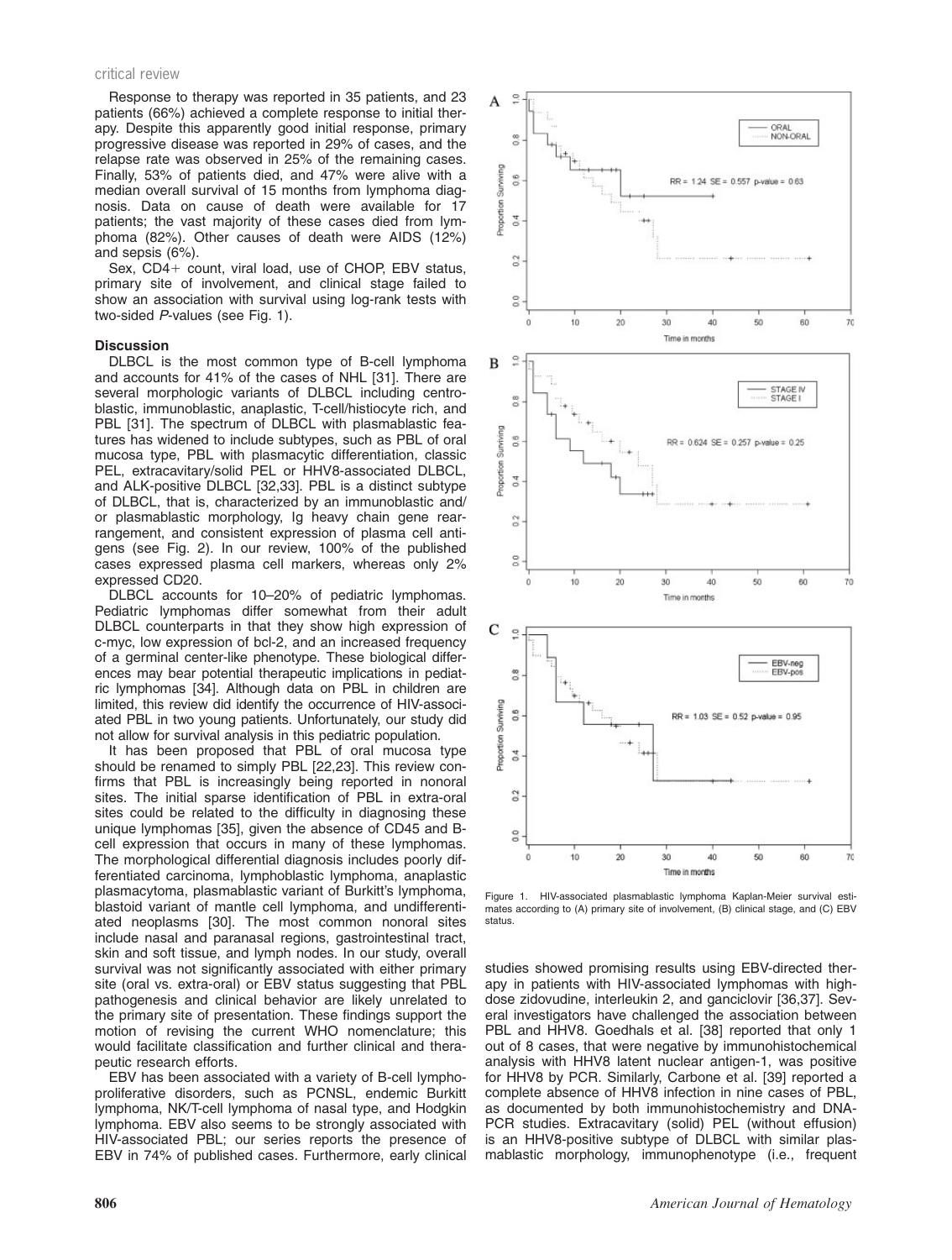Response to therapy was reported in 35 patients, and 23 patients (66%) achieved a complete response to initial therapy. Despite this apparently good initial response, primary progressive disease was reported in 29% of cases, and the relapse rate was observed in 25% of the remaining cases. Finally, 53% of patients died, and 47% were alive with a median overall survival of 15 months from lymphoma diagnosis. Data on cause of death were available for 17 patients; the vast majority of these cases died from lymphoma (82%). Other causes of death were AIDS (12%) and sepsis (6%).

Sex, CD4+ count, viral load, use of CHOP, EBV status, primary site of involvement, and clinical stage failed to show an association with survival using log-rank tests with two-sided *P*-values (see Fig. 1).

### Discussion

DLBCL is the most common type of B-cell lymphoma and accounts for 41% of the cases of NHL [31]. There are several morphologic variants of DLBCL including centroblastic, immunoblastic, anaplastic, T-cell/histiocyte rich, and PBL [31]. The spectrum of DLBCL with plasmablastic features has widened to include subtypes, such as PBL of oral mucosa type, PBL with plasmacytic differentiation, classic PEL, extracavitary/solid PEL or HHV8-associated DLBCL, and ALK-positive DLBCL [32,33]. PBL is a distinct subtype of DLBCL, that is, characterized by an immunoblastic and/or plasmablastic morphology, Ig heavy chain gene rearrangement, and consistent expression of plasma cell antigens (see Fig. 2). In our review, 100% of the published cases expressed plasma cell markers, whereas only 2% expressed CD20.

DLBCL accounts for 10–20% of pediatric lymphomas. Pediatric lymphomas differ somewhat from their adult DLBCL counterparts in that they show high expression of c-myc, low expression of bcl-2, and an increased frequency of a germinal center-like phenotype. These biological differences may bear potential therapeutic implications in pediatric lymphomas [34]. Although data on PBL in children are limited, this review did identify the occurrence of HIV-associated PBL in two young patients. Unfortunately, our study did not allow for survival analysis in this pediatric population.

It has been proposed that PBL of oral mucosa type should be renamed to simply PBL [22,23]. This review confirms that PBL is increasingly being reported in nonoral sites. The initial sparse identification of PBL in extra-oral sites could be related to the difficulty in diagnosing these unique lymphomas [35], given the absence of CD45 and B-cell expression that occurs in many of these lymphomas. The morphological differential diagnosis includes poorly differentiated carcinoma, lymphoblastic lymphoma, anaplastic plasmacytoma, plasmablastic variant of Burkitt's lymphoma, blastoid variant of mantle cell lymphoma, and undifferentiated neoplasms [30]. The most common nonoral sites include nasal and paranasal regions, gastrointestinal tract, skin and soft tissue, and lymph nodes. In our study, overall survival was not significantly associated with either primary site (oral vs. extra-oral) or EBV status suggesting that PBL pathogenesis and clinical behavior are likely unrelated to the primary site of presentation. These findings support the motion of revising the current WHO nomenclature; this would facilitate classification and further clinical and therapeutic research efforts.

EBV has been associated with a variety of B-cell lymphoproliferative disorders, such as PCNSL, endemic Burkitt lymphoma, NK/T-cell lymphoma of nasal type, and Hodgkin lymphoma. EBV also seems to be strongly associated with HIV-associated PBL; our series reports the presence of EBV in 74% of published cases. Furthermore, early clinical studies showed promising results using EBV-directed therapy in patients with HIV-associated lymphomas with high-dose zidovudine, interleukin 2, and ganciclovir [36,37]. Several investigators have challenged the association between PBL and HHV8. Goedhals et al. [38] reported that only 1 out of 8 cases, that were negative by immunohistochemical analysis with HHV8 latent nuclear antigen-1, was positive for HHV8 by PCR. Similarly, Carbone et al. [39] reported a complete absence of HHV8 infection in nine cases of PBL, as documented by both immunohistochemistry and DNA-PCR studies. Extracavitary (solid) PEL (without effusion) is an HHV8-positive subtype of DLBCL with similar plasmablastic morphology, immunophenotype (i.e., frequent

Figure 1. HIV-associated plasmablastic lymphoma Kaplan-Meier survival estimates according to (A) primary site of involvement, (B) clinical stage, and (C) EBV status.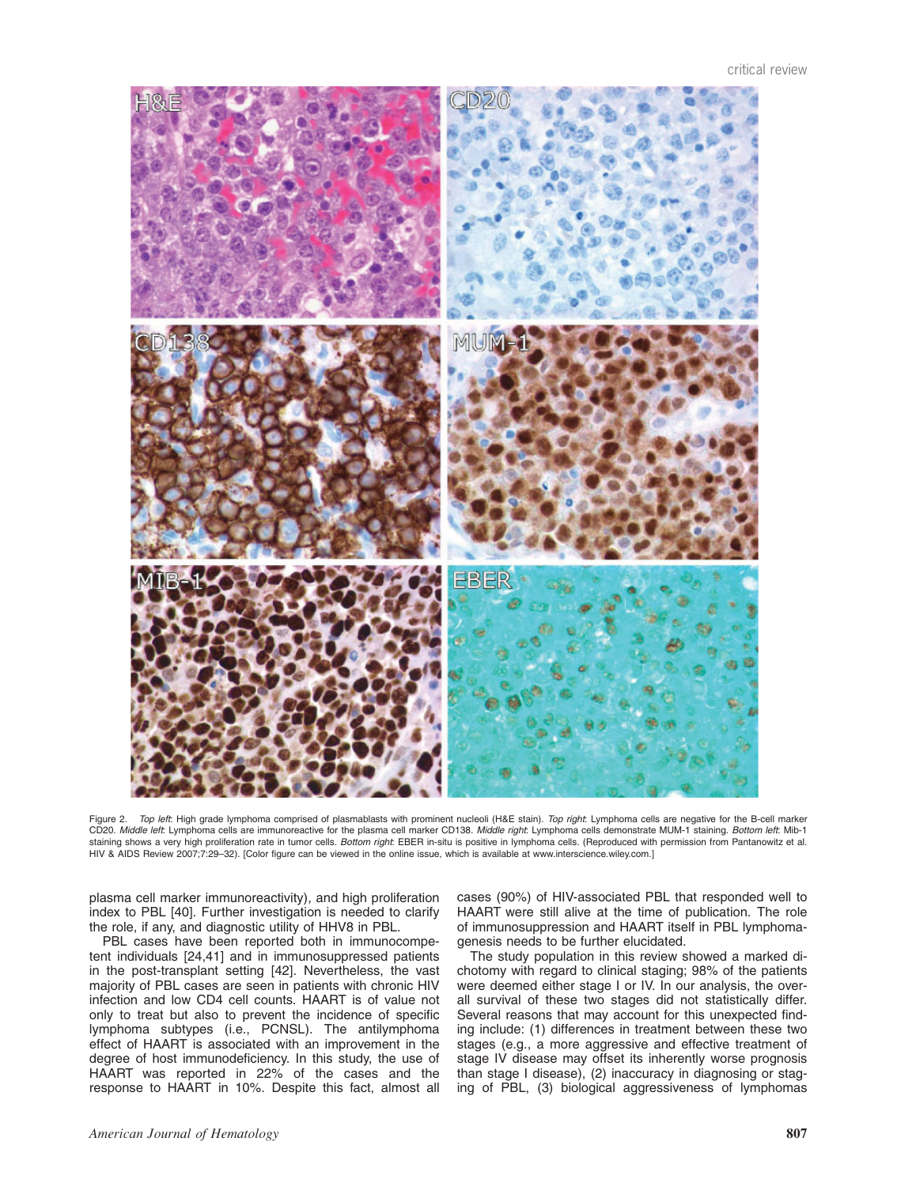Figure 2. *Top left*: High grade lymphoma comprised of plasmablasts with prominent nucleoli (H&E stain). *Top right*: Lymphoma cells are negative for the B-cell marker CD20. *Middle left*: Lymphoma cells are immunoreactive for the plasma cell marker CD138. *Middle right*: Lymphoma cells demonstrate MUM-1 staining. *Bottom left*: Mib-1 staining shows a very high proliferation rate in tumor cells. *Bottom right*: EBER in-situ is positive in lymphoma cells. (Reproduced with permission from Pantanowitz et al. HIV & AIDS Review 2007;7:29–32). [Color figure can be viewed in the online issue, which is available at www.interscience.wiley.com.]

plasma cell marker immunoreactivity), and high proliferation index to PBL [40]. Further investigation is needed to clarify the role, if any, and diagnostic utility of HHV8 in PBL.

PBL cases have been reported both in immunocompetent individuals [24,41] and in immunosuppressed patients in the post-transplant setting [42]. Nevertheless, the vast majority of PBL cases are seen in patients with chronic HIV infection and low CD4 cell counts. HAART is of value not only to treat but also to prevent the incidence of specific lymphoma subtypes (i.e., PCNSL). The antilymphoma effect of HAART is associated with an improvement in the degree of host immunodeficiency. In this study, the use of HAART was reported in 22% of the cases and the response to HAART in 10%. Despite this fact, almost all cases (90%) of HIV-associated PBL that responded well to HAART were still alive at the time of publication. The role of immunosuppression and HAART itself in PBL lymphomagenesis needs to be further elucidated.

The study population in this review showed a marked dichotomy with regard to clinical staging; 98% of the patients were deemed either stage I or IV. In our analysis, the overall survival of these two stages did not statistically differ. Several reasons that may account for this unexpected finding include: (1) differences in treatment between these two stages (e.g., a more aggressive and effective treatment of stage IV disease may offset its inherently worse prognosis than stage I disease), (2) inaccuracy in diagnosing or staging of PBL, (3) biological aggressiveness of lymphomas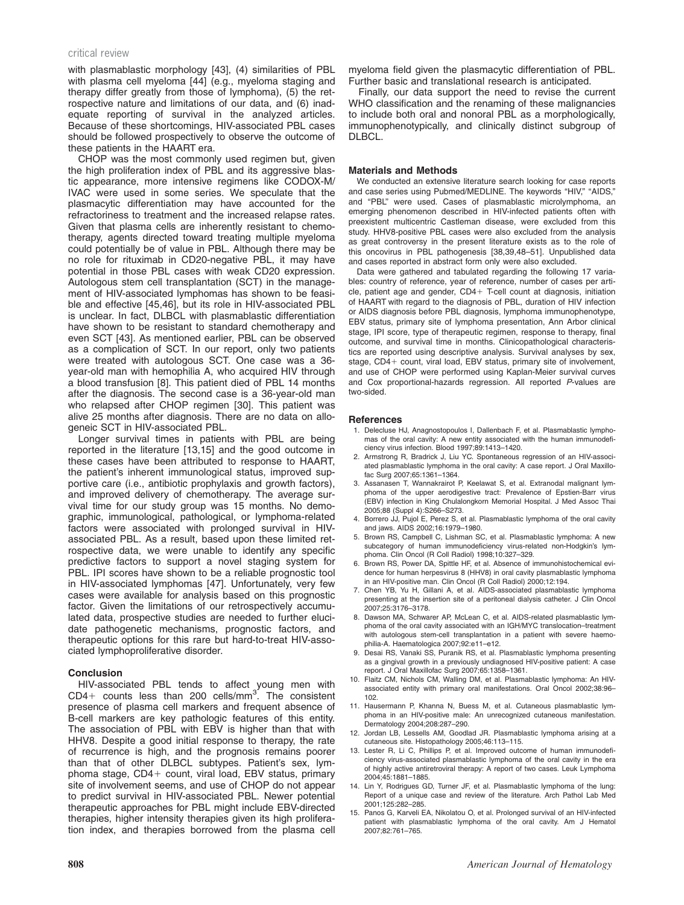with plasmablastic morphology [43], (4) similarities of PBL with plasma cell myeloma [44] (e.g., myeloma staging and therapy differ greatly from those of lymphoma), (5) the retrospective nature and limitations of our data, and (6) inadequate reporting of survival in the analyzed articles. Because of these shortcomings, HIV-associated PBL cases should be followed prospectively to observe the outcome of these patients in the HAART era.

CHOP was the most commonly used regimen but, given the high proliferation index of PBL and its aggressive blastic appearance, more intensive regimens like CODOX-M/IVAC were used in some series. We speculate that the plasmacytic differentiation may have accounted for the refractoriness to treatment and the increased relapse rates. Given that plasma cells are inherently resistant to chemotherapy, agents directed toward treating multiple myeloma could potentially be of value in PBL. Although there may be no role for rituximab in CD20-negative PBL, it may have potential in those PBL cases with weak CD20 expression. Autologous stem cell transplantation (SCT) in the management of HIV-associated lymphomas has shown to be feasible and effective [45,46], but its role in HIV-associated PBL is unclear. In fact, DLBCL with plasmablastic differentiation have shown to be resistant to standard chemotherapy and even SCT [43]. As mentioned earlier, PBL can be observed as a complication of SCT. In our report, only two patients were treated with autologous SCT. One case was a 36-year-old man with hemophilia A, who acquired HIV through a blood transfusion [8]. This patient died of PBL 14 months after the diagnosis. The second case is a 36-year-old man who relapsed after CHOP regimen [30]. This patient was alive 25 months after diagnosis. There are no data on allogeneic SCT in HIV-associated PBL.

Longer survival times in patients with PBL are being reported in the literature [13,15] and the good outcome in these cases have been attributed to response to HAART, the patient's inherent immunological status, improved supportive care (i.e., antibiotic prophylaxis and growth factors), and improved delivery of chemotherapy. The average survival time for our study group was 15 months. No demographic, immunological, pathological, or lymphoma-related factors were associated with prolonged survival in HIV-associated PBL. As a result, based upon these limited retrospective data, we were unable to identify any specific predictive factors to support a novel staging system for PBL. IPI scores have shown to be a reliable prognostic tool in HIV-associated lymphomas [47]. Unfortunately, very few cases were available for analysis based on this prognostic factor. Given the limitations of our retrospectively accumulated data, prospective studies are needed to further elucidate pathogenetic mechanisms, prognostic factors, and therapeutic options for this rare but hard-to-treat HIV-associated lymphoproliferative disorder.

## Conclusion

HIV-associated PBL tends to affect young men with CD4+ counts less than 200 cells/mm$^3$. The consistent presence of plasma cell markers and frequent absence of B-cell markers are key pathologic features of this entity. The association of PBL with EBV is higher than that with HHV8. Despite a good initial response to therapy, the rate of recurrence is high, and the prognosis remains poorer than that of other DLBCL subtypes. Patient's sex, lymphoma stage, CD4+ count, viral load, EBV status, primary site of involvement seems, and use of CHOP do not appear to predict survival in HIV-associated PBL. Newer potential therapeutic approaches for PBL might include EBV-directed therapies, higher intensity therapies given its high proliferation index, and therapies borrowed from the plasma cell myeloma field given the plasmacytic differentiation of PBL. Further basic and translational research is anticipated.

Finally, our data support the need to revise the current WHO classification and the renaming of these malignancies to include both oral and nonoral PBL as a morphologically, immunophenotypically, and clinically distinct subgroup of DLBCL.

## Materials and Methods

We conducted an extensive literature search looking for case reports and case series using Pubmed/MEDLINE. The keywords "HIV," "AIDS," and "PBL" were used. Cases of plasmablastic microlymphoma, an emerging phenomenon described in HIV-infected patients often with preexistent multicentric Castleman disease, were excluded from this study. HHV8-positive PBL cases were also excluded from the analysis as great controversy in the present literature exists as to the role of this oncovirus in PBL pathogenesis [38,39,48–51]. Unpublished data and cases reported in abstract form only were also excluded.

Data were gathered and tabulated regarding the following 17 variables: country of reference, year of reference, number of cases per article, patient age and gender, CD4+ T-cell count at diagnosis, initiation of HAART with regard to the diagnosis of PBL, duration of HIV infection or AIDS diagnosis before PBL diagnosis, lymphoma immunophenotype, EBV status, primary site of lymphoma presentation, Ann Arbor clinical stage, IPI score, type of therapeutic regimen, response to therapy, final outcome, and survival time in months. Clinicopathological characteristics are reported using descriptive analysis. Survival analyses by sex, stage, CD4+ count, viral load, EBV status, primary site of involvement, and use of CHOP were performed using Kaplan-Meier survival curves and Cox proportional-hazards regression. All reported *P*-values are two-sided.

## References

1. Delecluse HJ, Anagnostopoulos I, Dallenbach F, et al. Plasmablastic lymphomas of the oral cavity: A new entity associated with the human immunodeficiency virus infection. Blood 1997;89:1413–1420.
2. Armstrong R, Bradrick J, Liu YC. Spontaneous regression of an HIV-associated plasmablastic lymphoma in the oral cavity: A case report. J Oral Maxillofac Surg 2007;65:1361–1364.
3. Assanasen T, Wannakrairot P, Keelawat S, et al. Extranodal malignant lymphoma of the upper aerodigestive tract: Prevalence of Epstien-Barr virus (EBV) infection in King Chulalongkorn Memorial Hospital. J Med Assoc Thai 2005;88 (Suppl 4):S266–S273.
4. Borrero JJ, Pujol E, Perez S, et al. Plasmablastic lymphoma of the oral cavity and jaws. AIDS 2002;16:1979–1980.
5. Brown RS, Campbell C, Lishman SC, et al. Plasmablastic lymphoma: A new subcategory of human immunodeficiency virus-related non-Hodgkin's lymphoma. Clin Oncol (R Coll Radiol) 1998;10:327–329.
6. Brown RS, Power DA, Spittle HF, et al. Absence of immunohistochemical evidence for human herpesvirus 8 (HHV8) in oral cavity plasmablastic lymphoma in an HIV-positive man. Clin Oncol (R Coll Radiol) 2000;12:194.
7. Chen YB, Yu H, Gillani A, et al. AIDS-associated plasmablastic lymphoma presenting at the insertion site of a peritoneal dialysis catheter. J Clin Oncol 2007;25:3176–3178.
8. Dawson MA, Schwarer AP, McLean C, et al. AIDS-related plasmablastic lymphoma of the oral cavity associated with an IGH/MYC translocation–treatment with autologous stem-cell transplantation in a patient with severe haemophilia-A. Haematologica 2007;92:e11–e12.
9. Desai RS, Vanaki SS, Puranik RS, et al. Plasmablastic lymphoma presenting as a gingival growth in a previously undiagnosed HIV-positive patient: A case report. J Oral Maxillofac Surg 2007;65:1358–1361.
10. Flaitz CM, Nichols CM, Walling DM, et al. Plasmablastic lymphoma: An HIV-associated entity with primary oral manifestations. Oral Oncol 2002;38:96–102.
11. Hausermann P, Khanna N, Buess M, et al. Cutaneous plasmablastic lymphoma in an HIV-positive male: An unrecognized cutaneous manifestation. Dermatology 2004;208:287–290.
12. Jordan LB, Lessells AM, Goodlad JR. Plasmablastic lymphoma arising at a cutaneous site. Histopathology 2005;46:113–115.
13. Lester R, Li C, Phillips P, et al. Improved outcome of human immunodeficiency virus-associated plasmablastic lymphoma of the oral cavity in the era of highly active antiretroviral therapy: A report of two cases. Leuk Lymphoma 2004;45:1881–1885.
14. Lin Y, Rodrigues GD, Turner JF, et al. Plasmablastic lymphoma of the lung: Report of a unique case and review of the literature. Arch Pathol Lab Med 2001;125:282–285.
15. Panos G, Karveli EA, Nikolatou O, et al. Prolonged survival of an HIV-infected patient with plasmablastic lymphoma of the oral cavity. Am J Hematol 2007;82:761–765.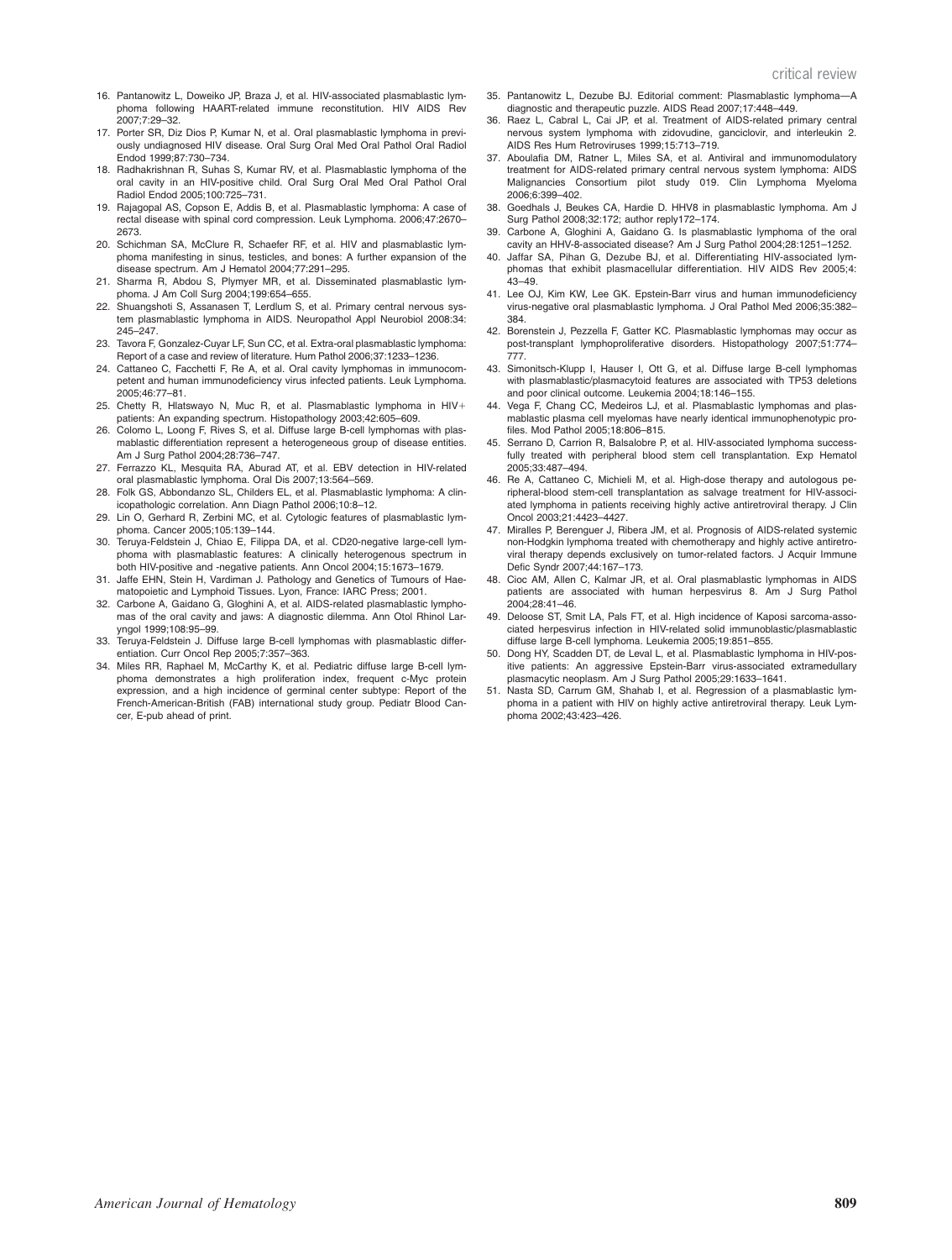16. Pantanowitz L, Doweiko JP, Braza J, et al. HIV-associated plasmablastic lymphoma following HAART-related immune reconstitution. HIV AIDS Rev 2007;7:29–32.
17. Porter SR, Diz Dios P, Kumar N, et al. Oral plasmablastic lymphoma in previously undiagnosed HIV disease. Oral Surg Oral Med Oral Pathol Oral Radiol Endod 1999;87:730–734.
18. Radhakrishnan R, Suhas S, Kumar RV, et al. Plasmablastic lymphoma of the oral cavity in an HIV-positive child. Oral Surg Oral Med Oral Pathol Oral Radiol Endod 2005;100:725–731.
19. Rajagopal AS, Copson E, Addis B, et al. Plasmablastic lymphoma: A case of rectal disease with spinal cord compression. Leuk Lymphoma. 2006;47:2670–2673.
20. Schichman SA, McClure R, Schaefer RF, et al. HIV and plasmablastic lymphoma manifesting in sinus, testicles, and bones: A further expansion of the disease spectrum. Am J Hematol 2004;77:291–295.
21. Sharma R, Abdou S, Plymyer MR, et al. Disseminated plasmablastic lymphoma. J Am Coll Surg 2004;199:654–655.
22. Shuangshoti S, Assanasen T, Lerdlum S, et al. Primary central nervous system plasmablastic lymphoma in AIDS. Neuropathol Appl Neurobiol 2008:34: 245–247.
23. Tavora F, Gonzalez-Cuyar LF, Sun CC, et al. Extra-oral plasmablastic lymphoma: Report of a case and review of literature. Hum Pathol 2006;37:1233–1236.
24. Cattaneo C, Facchetti F, Re A, et al. Oral cavity lymphomas in immunocompetent and human immunodeficiency virus infected patients. Leuk Lymphoma. 2005;46:77–81.
25. Chetty R, Hlatswayo N, Muc R, et al. Plasmablastic lymphoma in HIV+ patients: An expanding spectrum. Histopathology 2003;42:605–609.
26. Colomo L, Loong F, Rives S, et al. Diffuse large B-cell lymphomas with plasmablastic differentiation represent a heterogeneous group of disease entities. Am J Surg Pathol 2004;28:736–747.
27. Ferrazzo KL, Mesquita RA, Aburad AT, et al. EBV detection in HIV-related oral plasmablastic lymphoma. Oral Dis 2007;13:564–569.
28. Folk GS, Abbondanzo SL, Childers EL, et al. Plasmablastic lymphoma: A clinicopathologic correlation. Ann Diagn Pathol 2006;10:8–12.
29. Lin O, Gerhard R, Zerbini MC, et al. Cytologic features of plasmablastic lymphoma. Cancer 2005;105:139–144.
30. Teruya-Feldstein J, Chiao E, Filippa DA, et al. CD20-negative large-cell lymphoma with plasmablastic features: A clinically heterogenous spectrum in both HIV-positive and -negative patients. Ann Oncol 2004;15:1673–1679.
31. Jaffe EHN, Stein H, Vardiman J. Pathology and Genetics of Tumours of Haematopoietic and Lymphoid Tissues. Lyon, France: IARC Press; 2001.
32. Carbone A, Gaidano G, Gloghini A, et al. AIDS-related plasmablastic lymphomas of the oral cavity and jaws: A diagnostic dilemma. Ann Otol Rhinol Laryngol 1999;108:95–99.
33. Teruya-Feldstein J. Diffuse large B-cell lymphomas with plasmablastic differentiation. Curr Oncol Rep 2005;7:357–363.
34. Miles RR, Raphael M, McCarthy K, et al. Pediatric diffuse large B-cell lymphoma demonstrates a high proliferation index, frequent c-Myc protein expression, and a high incidence of germinal center subtype: Report of the French-American-British (FAB) international study group. Pediatr Blood Cancer, E-pub ahead of print.
35. Pantanowitz L, Dezube BJ. Editorial comment: Plasmablastic lymphoma—A diagnostic and therapeutic puzzle. AIDS Read 2007;17:448–449.
36. Raez L, Cabral L, Cai JP, et al. Treatment of AIDS-related primary central nervous system lymphoma with zidovudine, ganciclovir, and interleukin 2. AIDS Res Hum Retroviruses 1999;15:713–719.
37. Aboulafia DM, Ratner L, Miles SA, et al. Antiviral and immunomodulatory treatment for AIDS-related primary central nervous system lymphoma: AIDS Malignancies Consortium pilot study 019. Clin Lymphoma Myeloma 2006;6:399–402.
38. Goedhals J, Beukes CA, Hardie D. HHV8 in plasmablastic lymphoma. Am J Surg Pathol 2008;32:172; author reply172–174.
39. Carbone A, Gloghini A, Gaidano G. Is plasmablastic lymphoma of the oral cavity an HHV-8-associated disease? Am J Surg Pathol 2004;28:1251–1252.
40. Jaffar SA, Pihan G, Dezube BJ, et al. Differentiating HIV-associated lymphomas that exhibit plasmacellular differentiation. HIV AIDS Rev 2005;4: 43–49.
41. Lee OJ, Kim KW, Lee GK. Epstein-Barr virus and human immunodeficiency virus-negative oral plasmablastic lymphoma. J Oral Pathol Med 2006;35:382–384.
42. Borenstein J, Pezzella F, Gatter KC. Plasmablastic lymphomas may occur as post-transplant lymphoproliferative disorders. Histopathology 2007;51:774–777.
43. Simonitsch-Klupp I, Hauser I, Ott G, et al. Diffuse large B-cell lymphomas with plasmablastic/plasmacytoid features are associated with TP53 deletions and poor clinical outcome. Leukemia 2004;18:146–155.
44. Vega F, Chang CC, Medeiros LJ, et al. Plasmablastic lymphomas and plasmablastic plasma cell myelomas have nearly identical immunophenotypic profiles. Mod Pathol 2005;18:806–815.
45. Serrano D, Carrion R, Balsalobre P, et al. HIV-associated lymphoma successfully treated with peripheral blood stem cell transplantation. Exp Hematol 2005;33:487–494.
46. Re A, Cattaneo C, Michieli M, et al. High-dose therapy and autologous peripheral-blood stem-cell transplantation as salvage treatment for HIV-associated lymphoma in patients receiving highly active antiretroviral therapy. J Clin Oncol 2003;21:4423–4427.
47. Miralles P, Berenguer J, Ribera JM, et al. Prognosis of AIDS-related systemic non-Hodgkin lymphoma treated with chemotherapy and highly active antiretroviral therapy depends exclusively on tumor-related factors. J Acquir Immune Defic Syndr 2007;44:167–173.
48. Cioc AM, Allen C, Kalmar JR, et al. Oral plasmablastic lymphomas in AIDS patients are associated with human herpesvirus 8. Am J Surg Pathol 2004;28:41–46.
49. Deloose ST, Smit LA, Pals FT, et al. High incidence of Kaposi sarcoma-associated herpesvirus infection in HIV-related solid immunoblastic/plasmablastic diffuse large B-cell lymphoma. Leukemia 2005;19:851–855.
50. Dong HY, Scadden DT, de Leval L, et al. Plasmablastic lymphoma in HIV-positive patients: An aggressive Epstein-Barr virus-associated extramedullary plasmacytic neoplasm. Am J Surg Pathol 2005;29:1633–1641.
51. Nasta SD, Carrum GM, Shahab I, et al. Regression of a plasmablastic lymphoma in a patient with HIV on highly active antiretroviral therapy. Leuk Lymphoma 2002;43:423–426.